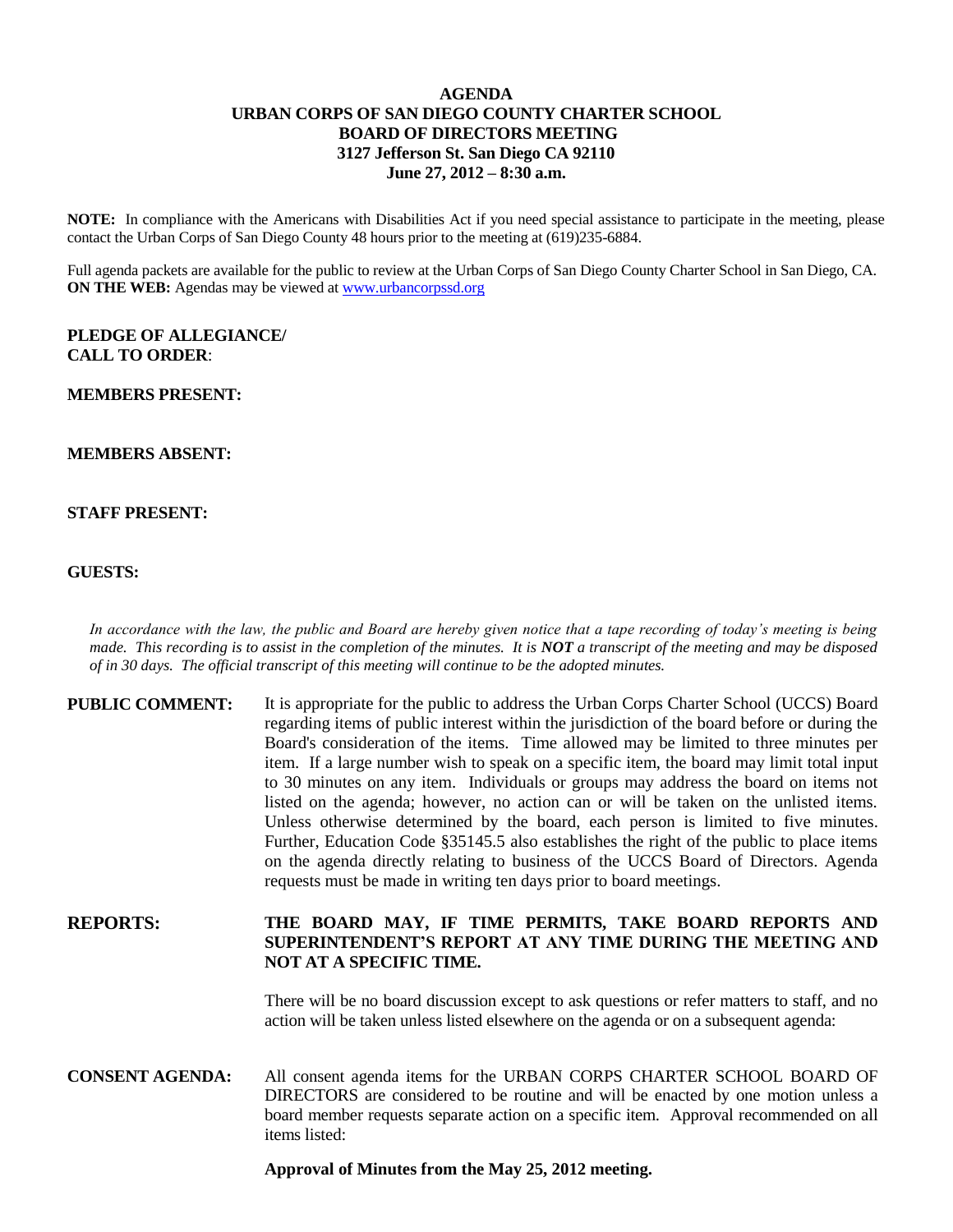# AGENDA
## URBAN CORPS OF SAN DIEGO COUNTY CHARTER SCHOOL
## BOARD OF DIRECTORS MEETING
### 3127 Jefferson St. San Diego CA 92110
### June 27, 2012 – 8:30 a.m.

**NOTE:** In compliance with the Americans with Disabilities Act if you need special assistance to participate in the meeting, please contact the Urban Corps of San Diego County 48 hours prior to the meeting at (619)235-6884.

Full agenda packets are available for the public to review at the Urban Corps of San Diego County Charter School in San Diego, CA. **ON THE WEB:** Agendas may be viewed at [www.urbancorpssd.org](http://www.urbancorpssd.org)

**PLEDGE OF ALLEGIANCE/**
**CALL TO ORDER**:

**MEMBERS PRESENT:**

**MEMBERS ABSENT:**

**STAFF PRESENT:**

**GUESTS:**

*In accordance with the law, the public and Board are hereby given notice that a tape recording of today's meeting is being made. This recording is to assist in the completion of the minutes. It is **NOT** a transcript of the meeting and may be disposed of in 30 days. The official transcript of this meeting will continue to be the adopted minutes.*

**PUBLIC COMMENT:** It is appropriate for the public to address the Urban Corps Charter School (UCCS) Board regarding items of public interest within the jurisdiction of the board before or during the Board's consideration of the items. Time allowed may be limited to three minutes per item. If a large number wish to speak on a specific item, the board may limit total input to 30 minutes on any item. Individuals or groups may address the board on items not listed on the agenda; however, no action can or will be taken on the unlisted items. Unless otherwise determined by the board, each person is limited to five minutes. Further, Education Code §35145.5 also establishes the right of the public to place items on the agenda directly relating to business of the UCCS Board of Directors. Agenda requests must be made in writing ten days prior to board meetings.

**REPORTS:** **THE BOARD MAY, IF TIME PERMITS, TAKE BOARD REPORTS AND SUPERINTENDENT'S REPORT AT ANY TIME DURING THE MEETING AND NOT AT A SPECIFIC TIME.**

There will be no board discussion except to ask questions or refer matters to staff, and no action will be taken unless listed elsewhere on the agenda or on a subsequent agenda:

**CONSENT AGENDA:** All consent agenda items for the URBAN CORPS CHARTER SCHOOL BOARD OF DIRECTORS are considered to be routine and will be enacted by one motion unless a board member requests separate action on a specific item. Approval recommended on all items listed:

**Approval of Minutes from the May 25, 2012 meeting.**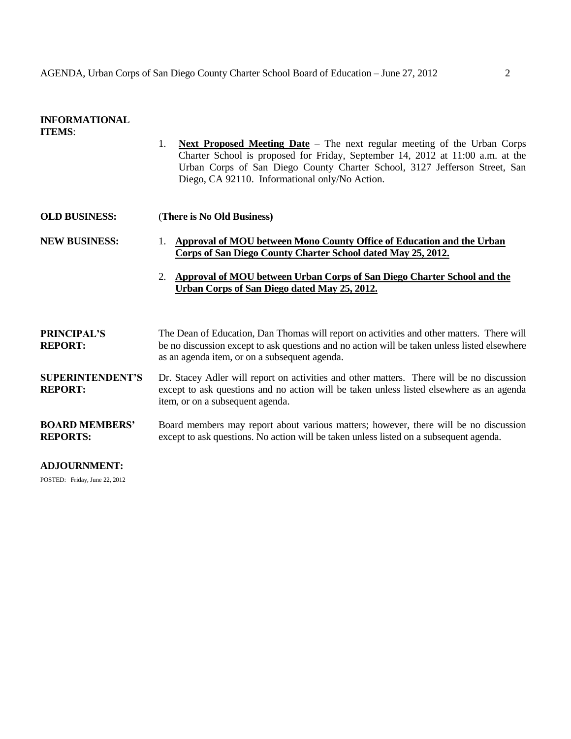**INFORMATIONAL ITEMS**:

1. **Next Proposed Meeting Date** – The next regular meeting of the Urban Corps Charter School is proposed for Friday, September 14, 3012 at 11:00 a.m. at the Urban Corps of San Diego County Charter School, 3127 Jefferson Street, San Diego, CA 92110. Informational only/No Action.

**OLD BUSINESS:** (**There is No Old Business)**

**NEW BUSINESS:**

1. **Approval of MOU between Mono County Office of Education and the Urban Corps of San Diego County Charter School dated May 25, 2012.**
2. **Approval of MOU between Urban Corps of San Diego Charter School and the Urban Corps of San Diego dated May 25, 2012.**

**PRINCIPAL'S REPORT:** The Dean of Education, Dan Thomas will report on activities and other matters. There will be no discussion except to ask questions and no action will be taken unless listed elsewhere as an agenda item, or on a subsequent agenda.

**SUPERINTENDENT'S REPORT:** Dr. Stacey Adler will report on activities and other matters. There will be no discussion except to ask questions and no action will be taken unless listed elsewhere as an agenda item, or on a subsequent agenda.

**BOARD MEMBERS' REPORTS:** Board members may report about various matters; however, there will be no discussion except to ask questions. No action will be taken unless listed on a subsequent agenda.

**ADJOURNMENT:**

POSTED: Friday, June 22, 2012